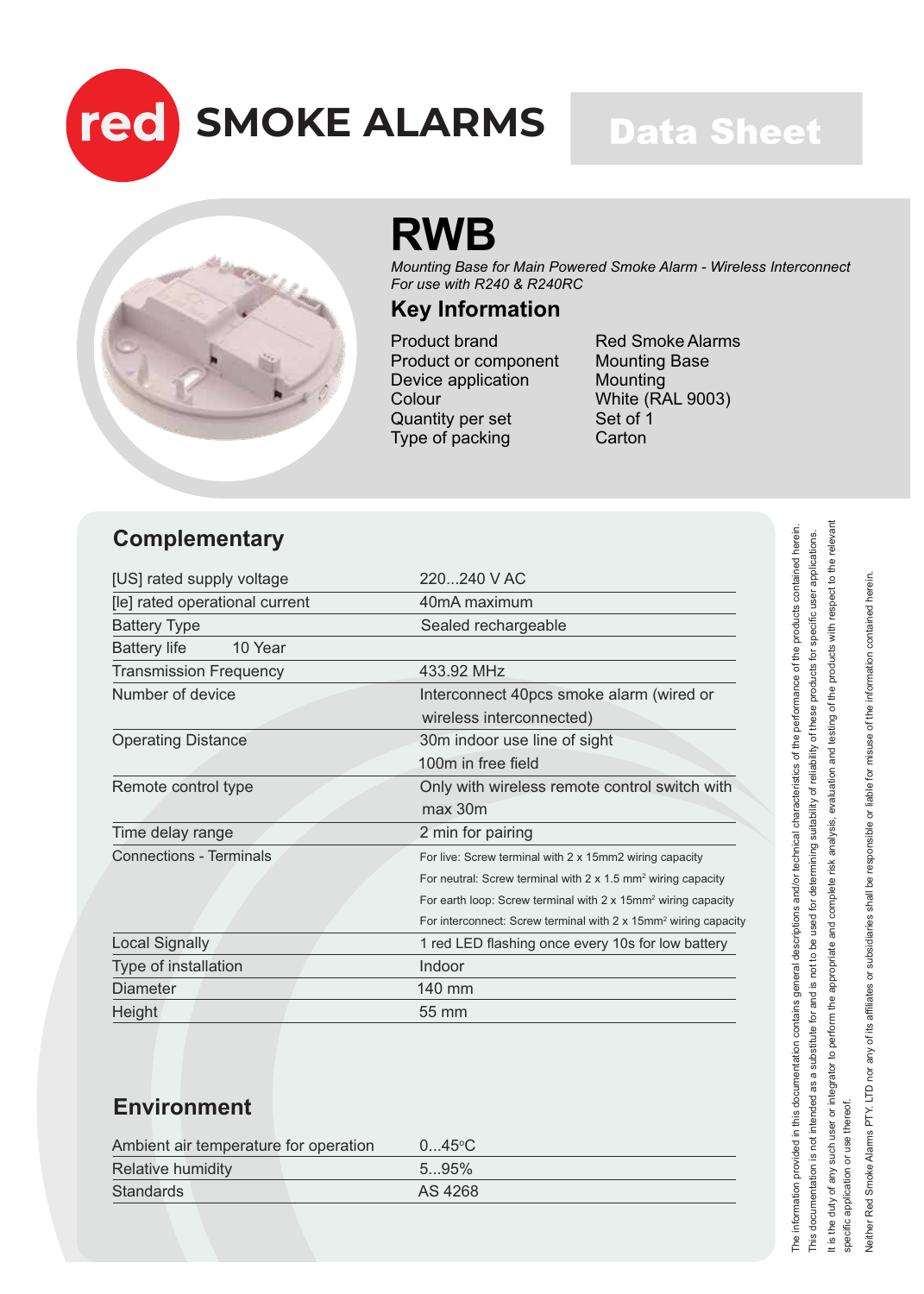red SMOKE ALARMS

Data Sheet

# RWB

*Mounting Base for Main Powered Smoke Alarm - Wireless Interconnect*
*For use with R240 & R240RC*

## Key Information

| | |
|---|---|
| Product brand | Red Smoke Alarms |
| Product or component | Mounting Base |
| Device application | Mounting |
| Colour | White (RAL 9003) |
| Quantity per set | Set of 1 |
| Type of packing | Carton |

## Complementary

| | |
|---|---|
| [US] rated supply voltage | 220...240 V AC |
| [Ie] rated operational current | 40mA maximum |
| Battery Type | Sealed rechargeable |
| Battery life | 10 Year |
| Transmission Frequency | 433.92 MHz |
| Number of device | Interconnect 40pcs smoke alarm (wired or wireless interconnected) |
| Operating Distance | 30m indoor use line of sight<br>100m in free field |
| Remote control type | Only with wireless remote control switch with max 30m |
| Time delay range | 2 min for pairing |
| Connections - Terminals | For live: Screw terminal with 2 x 15mm2 wiring capacity<br>For neutral: Screw terminal with 2 x 1.5 mm² wiring capacity<br>For earth loop: Screw terminal with 2 x 15mm² wiring capacity<br>For interconnect: Screw terminal with 2 x 15mm² wiring capacity |
| Local Signally | 1 red LED flashing once every 10s for low battery |
| Type of installation | Indoor |
| Diameter | 140 mm |
| Height | 55 mm |

## Environment

| | |
|---|---|
| Ambient air temperature for operation | 0...45°C |
| Relative humidity | 5...95% |
| Standards | AS 4268 |

The information provided in this documentation contains general descriptions and/or technical characteristics of the performance of the products contained herein. This documentation is not intended as a substitute for and is not to be used for determining suitability of reliability of these products for specific user applications. It is the duty of any such user or integrator to perform the appropriate and complete risk analysis, evaluation and testing of the products with respect to the relevant specific application or use thereof.

Neither Red Smoke Alarms PTY. LTD nor any of its affiliates or subsidiaries shall be responsible or liable for misuse of the information contained herein.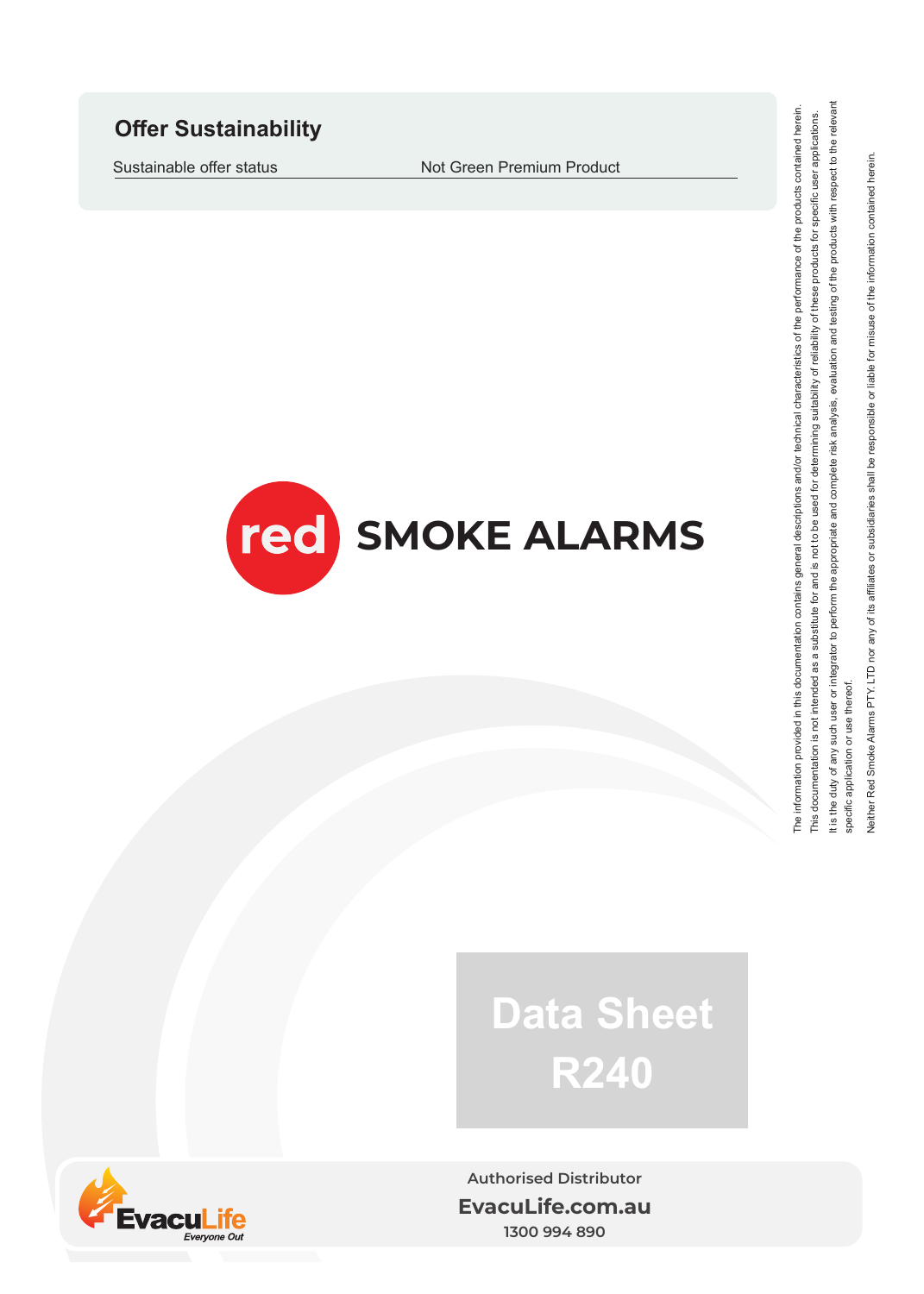## Offer Sustainability

| | |
|---|---|
| Sustainable offer status | Not Green Premium Product |

red SMOKE ALARMS

The information provided in this documentation contains general descriptions and/or technical characteristics of the performance of the products contained herein.
This documentation is not intended as a substitute for and is not to be used for determining suitability of reliability of these products for specific user applications.
It is the duty of any such user or integrator to perform the appropriate and complete risk analysis, evaluation and testing of the products with respect to the relevant specific application or use thereof.

Neither Red Smoke Alarms PTY. LTD nor any of its affiliates or subsidiaries shall be responsible or liable for misuse of the information contained herein.

# Data Sheet R240

EvacuLife
Everyone Out

Authorised Distributor

**EvacuLife.com.au**

1300 994 890